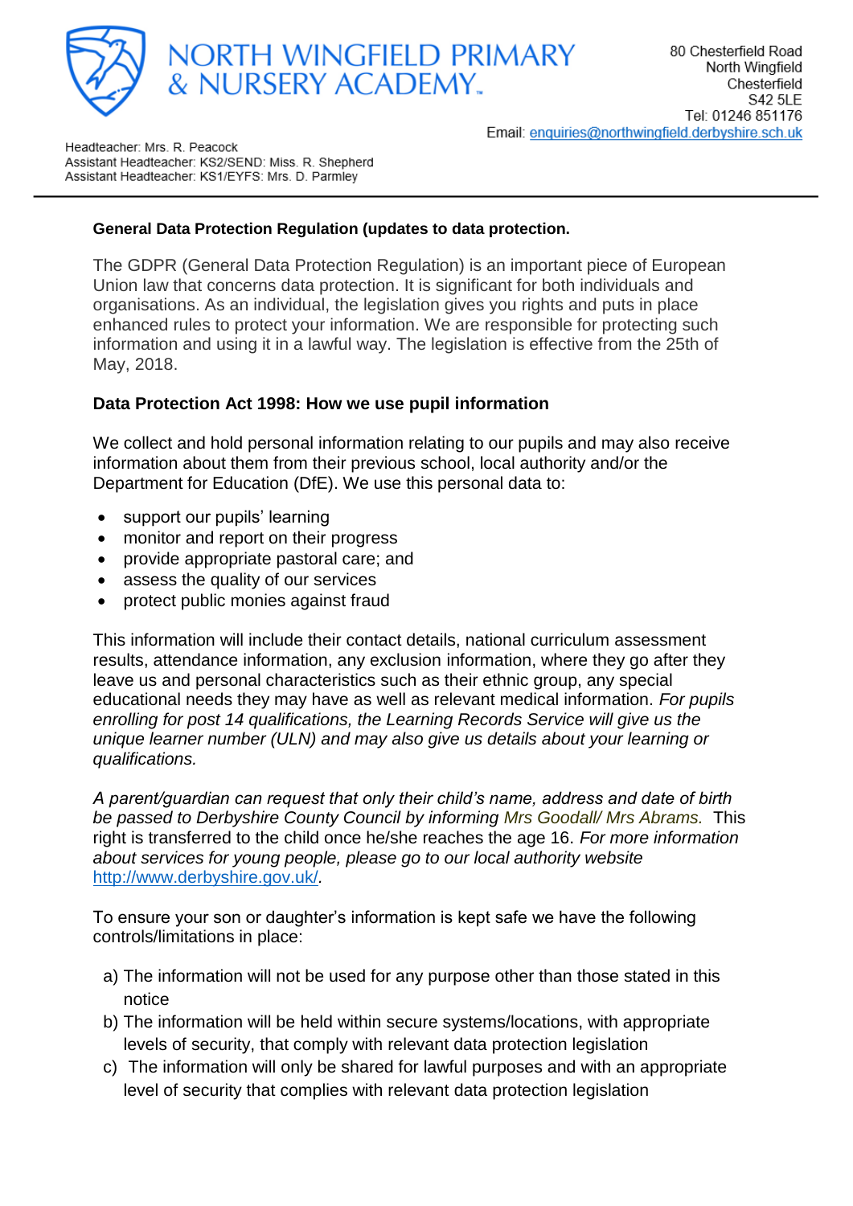# NORTH WINGFIELD PRIMARY & NURSERY ACADEMY

80 Chesterfield Road
North Wingfield
Chesterfield
S42 5LE
Tel: 01246 851176
Email: enquiries@northwingfield.derbyshire.sch.uk

Headteacher: Mrs. R. Peacock
Assistant Headteacher: KS2/SEND: Miss. R. Shepherd
Assistant Headteacher: KS1/EYFS: Mrs. D. Parmley

---

**General Data Protection Regulation (updates to data protection.**

The GDPR (General Data Protection Regulation) is an important piece of European Union law that concerns data protection. It is significant for both individuals and organisations. As an individual, the legislation gives you rights and puts in place enhanced rules to protect your information. We are responsible for protecting such information and using it in a lawful way. The legislation is effective from the 25th of May, 2018.

**Data Protection Act 1998: How we use pupil information**

We collect and hold personal information relating to our pupils and may also receive information about them from their previous school, local authority and/or the Department for Education (DfE). We use this personal data to:

- support our pupils' learning
- monitor and report on their progress
- provide appropriate pastoral care; and
- assess the quality of our services
- protect public monies against fraud

This information will include their contact details, national curriculum assessment results, attendance information, any exclusion information, where they go after they leave us and personal characteristics such as their ethnic group, any special educational needs they may have as well as relevant medical information. *For pupils enrolling for post 14 qualifications, the Learning Records Service will give us the unique learner number (ULN) and may also give us details about your learning or qualifications.*

*A parent/guardian can request that only their child's name, address and date of birth be passed to Derbyshire County Council by informing Mrs Goodall/ Mrs Abrams.* This right is transferred to the child once he/she reaches the age 16. *For more information about services for young people, please go to our local authority website* http://www.derbyshire.gov.uk/.

To ensure your son or daughter's information is kept safe we have the following controls/limitations in place:

a) The information will not be used for any purpose other than those stated in this notice
b) The information will be held within secure systems/locations, with appropriate levels of security, that comply with relevant data protection legislation
c) The information will only be shared for lawful purposes and with an appropriate level of security that complies with relevant data protection legislation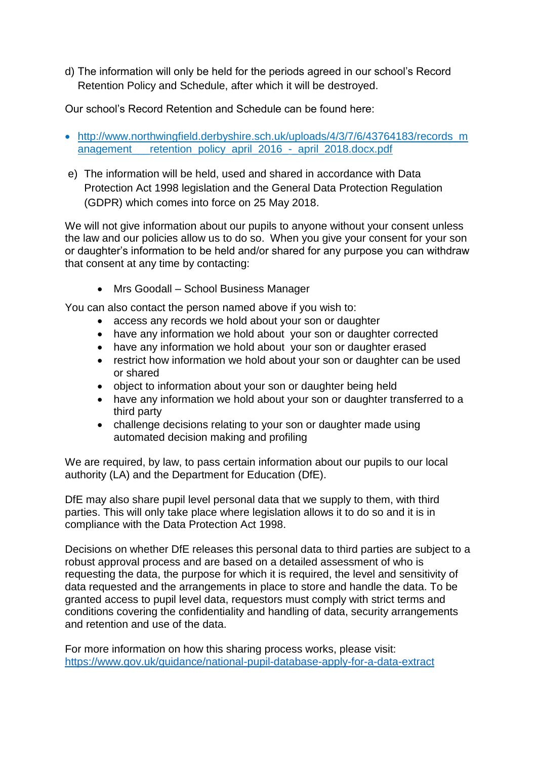d) The information will only be held for the periods agreed in our school's Record Retention Policy and Schedule, after which it will be destroyed.

Our school's Record Retention and Schedule can be found here:

- http://www.northwingfield.derbyshire.sch.uk/uploads/4/3/7/6/43764183/records_management___retention_policy_april_2016_-_april_2018.docx.pdf

e) The information will be held, used and shared in accordance with Data Protection Act 1998 legislation and the General Data Protection Regulation (GDPR) which comes into force on 25 May 2018.

We will not give information about our pupils to anyone without your consent unless the law and our policies allow us to do so. When you give your consent for your son or daughter's information to be held and/or shared for any purpose you can withdraw that consent at any time by contacting:

- Mrs Goodall – School Business Manager

You can also contact the person named above if you wish to:

- access any records we hold about your son or daughter
- have any information we hold about your son or daughter corrected
- have any information we hold about your son or daughter erased
- restrict how information we hold about your son or daughter can be used or shared
- object to information about your son or daughter being held
- have any information we hold about your son or daughter transferred to a third party
- challenge decisions relating to your son or daughter made using automated decision making and profiling

We are required, by law, to pass certain information about our pupils to our local authority (LA) and the Department for Education (DfE).

DfE may also share pupil level personal data that we supply to them, with third parties. This will only take place where legislation allows it to do so and it is in compliance with the Data Protection Act 1998.

Decisions on whether DfE releases this personal data to third parties are subject to a robust approval process and are based on a detailed assessment of who is requesting the data, the purpose for which it is required, the level and sensitivity of data requested and the arrangements in place to store and handle the data. To be granted access to pupil level data, requestors must comply with strict terms and conditions covering the confidentiality and handling of data, security arrangements and retention and use of the data.

For more information on how this sharing process works, please visit: https://www.gov.uk/guidance/national-pupil-database-apply-for-a-data-extract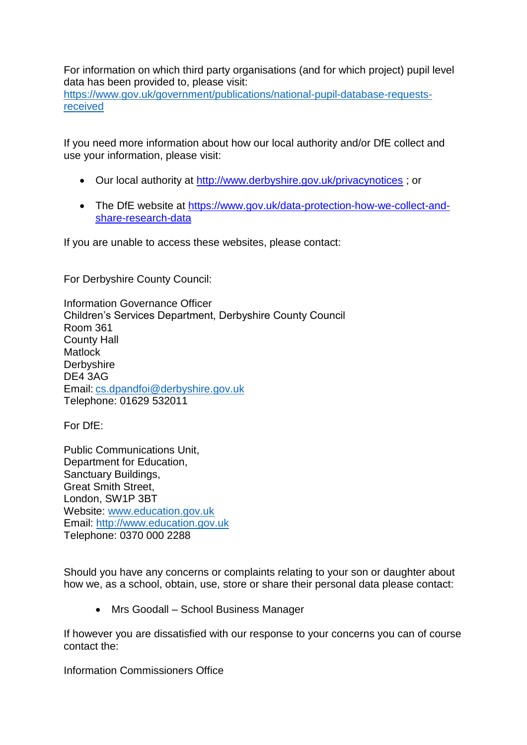For information on which third party organisations (and for which project) pupil level data has been provided to, please visit: https://www.gov.uk/government/publications/national-pupil-database-requests-received

If you need more information about how our local authority and/or DfE collect and use your information, please visit:

- Our local authority at http://www.derbyshire.gov.uk/privacynotices ; or
- The DfE website at https://www.gov.uk/data-protection-how-we-collect-and-share-research-data

If you are unable to access these websites, please contact:

For Derbyshire County Council:

Information Governance Officer
Children's Services Department, Derbyshire County Council
Room 361
County Hall
Matlock
Derbyshire
DE4 3AG
Email: cs.dpandfoi@derbyshire.gov.uk
Telephone: 01629 532011

For DfE:

Public Communications Unit,
Department for Education,
Sanctuary Buildings,
Great Smith Street,
London, SW1P 3BT
Website: www.education.gov.uk
Email: http://www.education.gov.uk
Telephone: 0370 000 2288

Should you have any concerns or complaints relating to your son or daughter about how we, as a school, obtain, use, store or share their personal data please contact:

- Mrs Goodall – School Business Manager

If however you are dissatisfied with our response to your concerns you can of course contact the:

Information Commissioners Office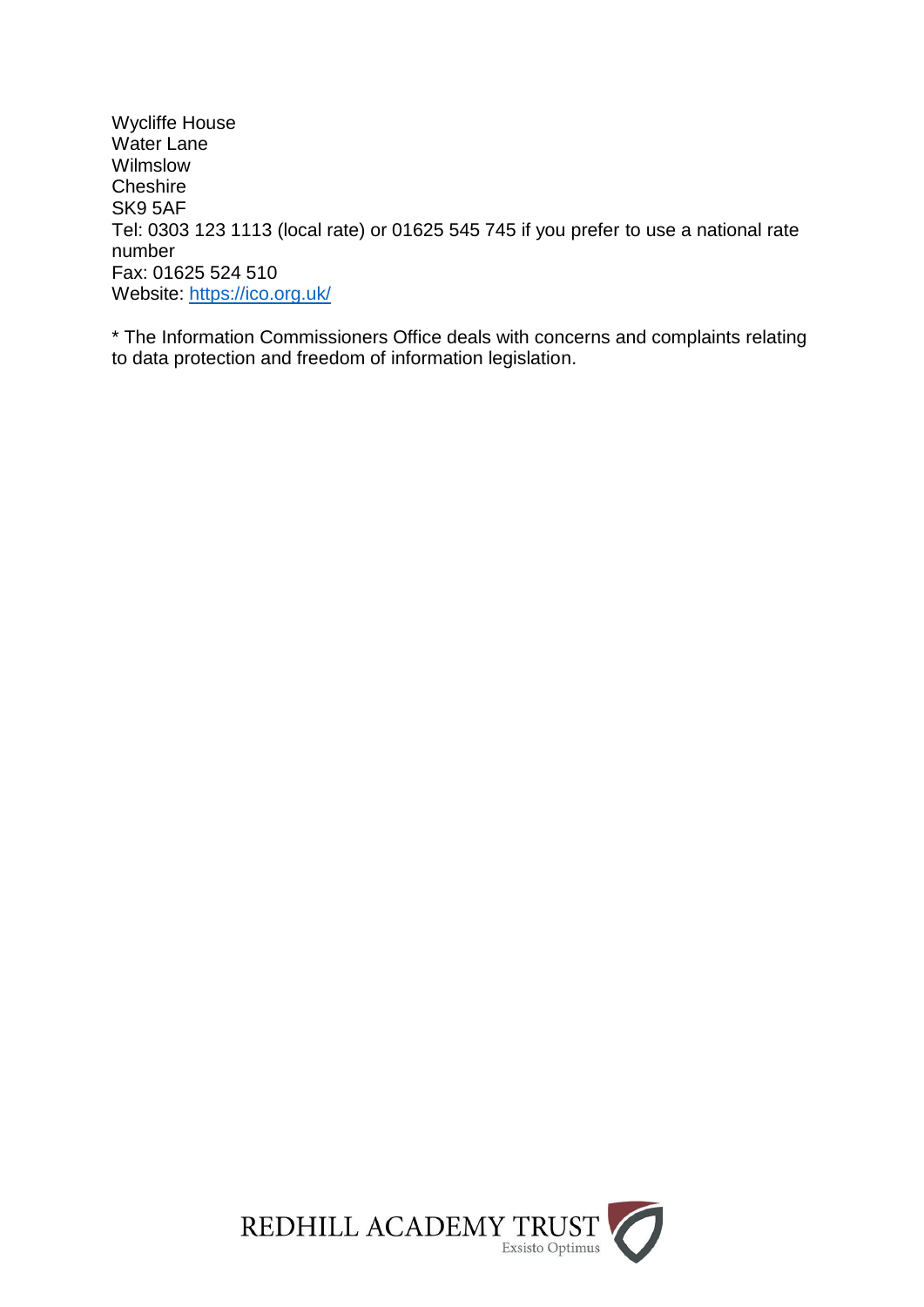Wycliffe House
Water Lane
Wilmslow
Cheshire
SK9 5AF
Tel: 0303 123 1113 (local rate) or 01625 545 745 if you prefer to use a national rate number
Fax: 01625 524 510
Website: https://ico.org.uk/

* The Information Commissioners Office deals with concerns and complaints relating to data protection and freedom of information legislation.